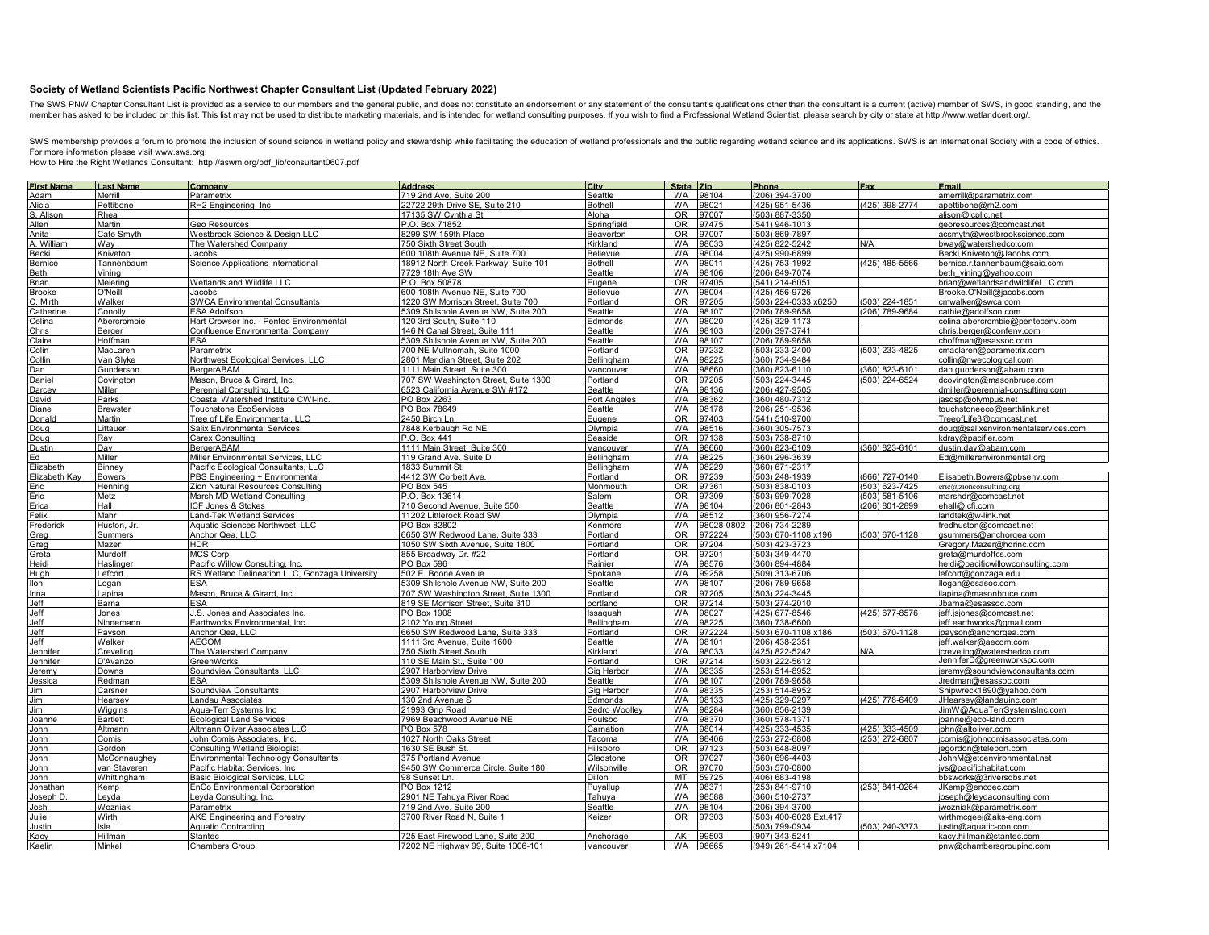## Society of Wetland Scientists Pacific Northwest Chapter Consultant List (Updated February 2022)

The SWS PNW Chapter Consultant List is provided as a service to our members and the general public, and does not constitute an endorsement or any statement of the consultant's qualifications other than the consultant is a current (active) member of SWS, in good standing, and the member has asked to be included on this list. This list may not be used to distribute marketing materials, and is intended for wetland consulting purposes. If you wish to find a Professional Wetland Scientist, please search by city or state at http://www.wetlandcert.org/.

SWS membership provides a forum to promote the inclusion of sound science in wetland policy and stewardship while facilitating the education of wetland professionals and the public regarding wetland science and its applications. SWS is an International Society with a code of ethics. For more information please visit www.sws.org.
How to Hire the Right Wetlands Consultant: http://aswm.org/pdf_lib/consultant0607.pdf

| First Name | Last Name | Company | Address | City | State | Zip | Phone | Fax | Email |
|---|---|---|---|---|---|---|---|---|---|
| Adam | Merrill | Parametrix | 719 2nd Ave, Suite 200 | Seattle | WA | 98104 | (206) 394-3700 | | amerrill@parametrix.com |
| Alicia | Pettibone | RH2 Engineering, Inc | 22722 29th Drive SE, Suite 210 | Bothell | WA | 98021 | (425) 951-5436 | (425) 398-2774 | apettibone@rh2.com |
| S. Alison | Rhea | | 17135 SW Cynthia St | Aloha | OR | 97007 | (503) 887-3350 | | alison@lcpllc.net |
| Allen | Martin | Geo Resources | P.O. Box 71852 | Springfield | OR | 97475 | (541) 946-1013 | | georesources@comcast.net |
| Anita | Cate Smyth | Westbrook Science & Design LLC | 8299 SW 159th Place | Beaverton | OR | 97007 | (503) 869-7897 | | acsmyth@westbrookscience.com |
| A. William | Way | The Watershed Company | 750 Sixth Street South | Kirkland | WA | 98033 | (425) 822-5242 | N/A | bway@watershedco.com |
| Becki | Kniveton | Jacobs | 600 108th Avenue NE, Suite 700 | Bellevue | WA | 98004 | (425) 990-6899 | | Becki.Kniveton@Jacobs.com |
| Bernice | Tannenbaum | Science Applications International | 18912 North Creek Parkway, Suite 101 | Bothell | WA | 98011 | (425) 753-1992 | (425) 485-5566 | bernice.r.tannenbaum@saic.com |
| Beth | Vining | | 7729 18th Ave SW | Seattle | WA | 98106 | (206) 849-7074 | | beth_vining@yahoo.com |
| Brian | Meiering | Wetlands and Wildlife LLC | P.O. Box 50878 | Eugene | OR | 97405 | (541) 214-6051 | | brian@wetlandsandwildlifeLLC.com |
| Brooke | O'Neill | Jacobs | 600 108th Avenue NE, Suite 700 | Bellevue | WA | 98004 | (425) 456-9726 | | Brooke.O'Neill@jacobs.com |
| C. Mirth | Walker | SWCA Environmental Consultants | 1220 SW Morrison Street, Suite 700 | Portland | OR | 97205 | (503) 224-0333 x6250 | (503) 224-1851 | cmwalker@swca.com |
| Catherine | Conolly | ESA Adolfson | 5309 Shilshole Avenue NW, Suite 200 | Seattle | WA | 98107 | (206) 789-9658 | (206) 789-9684 | cathie@adolfson.com |
| Celina | Abercrombie | Hart Crowser Inc. - Pentec Environmental | 120 3rd South, Suite 110 | Edmonds | WA | 98020 | (425) 329-1173 | | celina.abercrombie@pentecenv.com |
| Chris | Berger | Confluence Environmental Company | 146 N Canal Street, Suite 111 | Seattle | WA | 98103 | (206) 397-3741 | | chris.berger@confenv.com |
| Claire | Hoffman | ESA | 5309 Shilshole Avenue NW, Suite 200 | Seattle | WA | 98107 | (206) 789-9658 | | choffman@esassoc.com |
| Colin | MacLaren | Parametrix | 700 NE Multnomah, Suite 1000 | Portland | OR | 97232 | (503) 233-2400 | (503) 233-4825 | cmaclaren@parametrix.com |
| Collin | Van Slyke | Northwest Ecological Services, LLC | 2801 Meridian Street, Suite 202 | Bellingham | WA | 98225 | (360) 734-9484 | | collin@nwecological.com |
| Dan | Gunderson | BergerABAM | 1111 Main Street, Suite 300 | Vancouver | WA | 98660 | (360) 823-6110 | (360) 823-6101 | dan.gunderson@abam.com |
| Daniel | Covington | Mason, Bruce & Girard, Inc. | 707 SW Washington Street, Suite 1300 | Portland | OR | 97205 | (503) 224-3445 | (503) 224-6524 | dcovington@masonbruce.com |
| Darcey | Miller | Perennial Consulting, LLC | 6523 California Avenue SW #172 | Seattle | WA | 98136 | (206) 427-9505 | | dmiller@perennial-consulting.com |
| David | Parks | Coastal Watershed Institute CWI-Inc. | PO Box 2263 | Port Angeles | WA | 98362 | (360) 480-7312 | | jasdsp@olympus.net |
| Diane | Brewster | Touchstone EcoServices | PO Box 78649 | Seattle | WA | 98178 | (206) 251-9536 | | touchstoneeco@earthlink.net |
| Donald | Martin | Tree of Life Environmental, LLC | 2450 Birch Ln | Eugene | OR | 97403 | (541) 510-9700 | | TreeofLife3@comcast.net |
| Doug | Littauer | Salix Environmental Services | 7848 Kerbaugh Rd NE | Olympia | WA | 98516 | (360) 305-7573 | | doug@salixenvironmentalservices.com |
| Doug | Ray | Carex Consulting | P.O. Box 441 | Seaside | OR | 97138 | (503) 738-8710 | | kdray@pacifier.com |
| Dustin | Day | BergerABAM | 1111 Main Street, Suite 300 | Vancouver | WA | 98660 | (360) 823-6109 | (360) 823-6101 | dustin.day@abam.com |
| Ed | Miller | Miller Environmental Services, LLC | 119 Grand Ave. Suite D | Bellingham | WA | 98225 | (360) 296-3639 | | Ed@millerenvironmental.org |
| Elizabeth | Binney | Pacific Ecological Consultants, LLC | 1833 Summit St. | Bellingham | WA | 98229 | (360) 671-2317 | | |
| Elizabeth Kay | Bowers | PBS Engineering + Environmental | 4412 SW Corbett Ave. | Portland | OR | 97239 | (503) 248-1939 | (866) 727-0140 | Elisabeth.Bowers@pbsenv.com |
| Eric | Henning | Zion Natural Resources Consulting | PO Box 545 | Monmouth | OR | 97361 | (503) 838-0103 | (503) 623-7425 | eric@zionconsulting.org |
| Eric | Metz | Marsh MD Wetland Consulting | P.O. Box 13614 | Salem | OR | 97309 | (503) 999-7028 | (503) 581-5106 | marshdr@comcast.net |
| Erica | Hall | ICF Jones & Stokes | 710 Second Avenue, Suite 550 | Seattle | WA | 98104 | (206) 801-2843 | (206) 801-2899 | ehall@icfi.com |
| Felix | Mahr | Land-Tek Wetland Services | 11202 Littlerock Road SW | Olympia | WA | 98512 | (360) 956-7274 | | landtek@w-link.net |
| Frederick | Huston, Jr. | Aquatic Sciences Northwest, LLC | PO Box 82802 | Kenmore | WA | 98028-0802 | (206) 734-2289 | | fredhuston@comcast.net |
| Greg | Summers | Anchor Qea, LLC | 6650 SW Redwood Lane, Suite 333 | Portland | OR | 972224 | (503) 670-1108 x196 | (503) 670-1128 | gsummers@anchorqea.com |
| Greg | Mazer | HDR | 1050 SW Sixth Avenue, Suite 1800 | Portland | OR | 97204 | (503) 423-3723 | | Gregory.Mazer@hdrinc.com |
| Greta | Murdoff | MCS Corp | 855 Broadway Dr. #22 | Portland | OR | 97201 | (503) 349-4470 | | greta@murdoffcs.com |
| Heidi | Haslinger | Pacific Willow Consulting, Inc. | PO Box 596 | Rainier | WA | 98576 | (360) 894-4884 | | heidi@pacificwillowconsulting.com |
| Hugh | Lefcort | RS Wetland Delineation LLC, Gonzaga University | 502 E. Boone Avenue | Spokane | WA | 99258 | (509) 313-6706 | | lefcort@gonzaga.edu |
| Ilon | Logan | ESA | 5309 Shilshole Avenue NW, Suite 200 | Seattle | WA | 98107 | (206) 789-9658 | | ilogan@esasoc.com |
| Irina | Lapina | Mason, Bruce & Girard, Inc. | 707 SW Washington Street, Suite 1300 | Portland | OR | 97205 | (503) 224-3445 | | ilapina@masonbruce.com |
| Jeff | Barna | ESA | 819 SE Morrison Street, Suite 310 | portland | OR | 97214 | (503) 274-2010 | | Jbarna@esassoc.com |
| Jeff | Jones | J.S. Jones and Associates Inc. | PO Box 1908 | Issaquah | WA | 98027 | (425) 677-8546 | (425) 677-8576 | jeff.jsjones@comcast.net |
| Jeff | Ninnemann | Earthworks Environmental, Inc. | 2102 Young Street | Bellingham | WA | 98225 | (360) 738-6600 | | jeff.earthworks@gmail.com |
| Jeff | Payson | Anchor Qea, LLC | 6650 SW Redwood Lane, Suite 333 | Portland | OR | 972224 | (503) 670-1108 x186 | (503) 670-1128 | jpayson@anchorqea.com |
| Jeff | Walker | AECOM | 1111 3rd Avenue, Suite 1600 | Seattle | WA | 98101 | (206) 438-2351 | | jeff.walker@aecom.com |
| Jennifer | Creveling | The Watershed Company | 750 Sixth Street South | Kirkland | WA | 98033 | (425) 822-5242 | N/A | jcreveling@watershedco.com |
| Jennifer | D'Avanzo | GreenWorks | 110 SE Main St., Suite 100 | Portland | OR | 97214 | (503) 222-5612 | | JenniferD@greenworkspc.com |
| Jeremy | Downs | Soundview Consultants, LLC | 2907 Harborview Drive | Gig Harbor | WA | 98335 | (253) 514-8952 | | jeremy@soundviewconsultants.com |
| Jessica | Redman | ESA | 5309 Shilshole Avenue NW, Suite 200 | Seattle | WA | 98107 | (206) 789-9658 | | Jredman@esassoc.com |
| Jim | Carsner | Soundview Consultants | 2907 Harborview Drive | Gig Harbor | WA | 98335 | (253) 514-8952 | | Shipwreck1890@yahoo.com |
| Jim | Hearsey | Landau Associates | 130 2nd Avenue S | Edmonds | WA | 98133 | (425) 329-0297 | (425) 778-6409 | JHearsey@landauinc.com |
| Jim | Wiggins | Aqua-Terr Systems Inc | 21993 Grip Road | Sedro Woolley | WA | 98284 | (360) 856-2139 | | JimW@AquaTerrSystemsInc.com |
| Joanne | Bartlett | Ecological Land Services | 7969 Beachwood Avenue NE | Poulsbo | WA | 98370 | (360) 578-1371 | | joanne@eco-land.com |
| John | Altmann | Altmann Oliver Associates LLC | PO Box 578 | Carnation | WA | 98014 | (425) 333-4535 | (425) 333-4509 | john@altoliver.com |
| John | Comis | John Comis Associates, Inc. | 1027 North Oaks Street | Tacoma | WA | 98406 | (253) 272-6808 | (253) 272-6807 | jcomis@johncomisassociates.com |
| John | Gordon | Consulting Wetland Biologist | 1630 SE Bush St. | Hillsboro | OR | 97123 | (503) 648-8097 | | jegordon@teleport.com |
| John | McConnaughey | Environmental Technology Consultants | 375 Portland Avenue | Gladstone | OR | 97027 | (360) 696-4403 | | JohnM@etcenvironmental.net |
| John | van Staveren | Pacific Habitat Services, Inc | 9450 SW Commerce Circle, Suite 180 | Wilsonville | OR | 97070 | (503) 570-0800 | | jvs@pacifichabitat.com |
| John | Whittingham | Basic Biological Services, LLC | 98 Sunset Ln. | Dillon | MT | 59725 | (406) 683-4198 | | bbsworks@3riversdbs.net |
| Jonathan | Kemp | EnCo Environmental Corporation | PO Box 1212 | Puyallup | WA | 98371 | (253) 841-9710 | (253) 841-0264 | JKemp@encoec.com |
| Joseph D. | Leyda | Leyda Consulting, Inc. | 2901 NE Tahuya River Road | Tahuya | WA | 98588 | (360) 510-2737 | | joseph@leydaconsulting.com |
| Josh | Wozniak | Parametrix | 719 2nd Ave, Suite 200 | Seattle | WA | 98104 | (206) 394-3700 | | jwozniak@parametrix.com |
| Julie | Wirth | AKS Engineering and Forestry | 3700 River Road N, Suite 1 | Keizer | OR | 97303 | (503) 400-6028 Ext.417 | | wirthmcgeej@aks-eng.com |
| Justin | Isle | Aquatic Contracting | | | | | (503) 799-0934 | (503) 240-3373 | justin@aquatic-con.com |
| Kacy | Hillman | Stantec | 725 East Firewood Lane, Suite 200 | Anchorage | AK | 99503 | (907) 343-5241 | | kacy.hillman@stantec.com |
| Kaelin | Minkel | Chambers Group | 7202 NE Highway 99, Suite 1006-101 | Vancouver | WA | 98665 | (949) 261-5414 x7104 | | pnw@chambersgroupinc.com |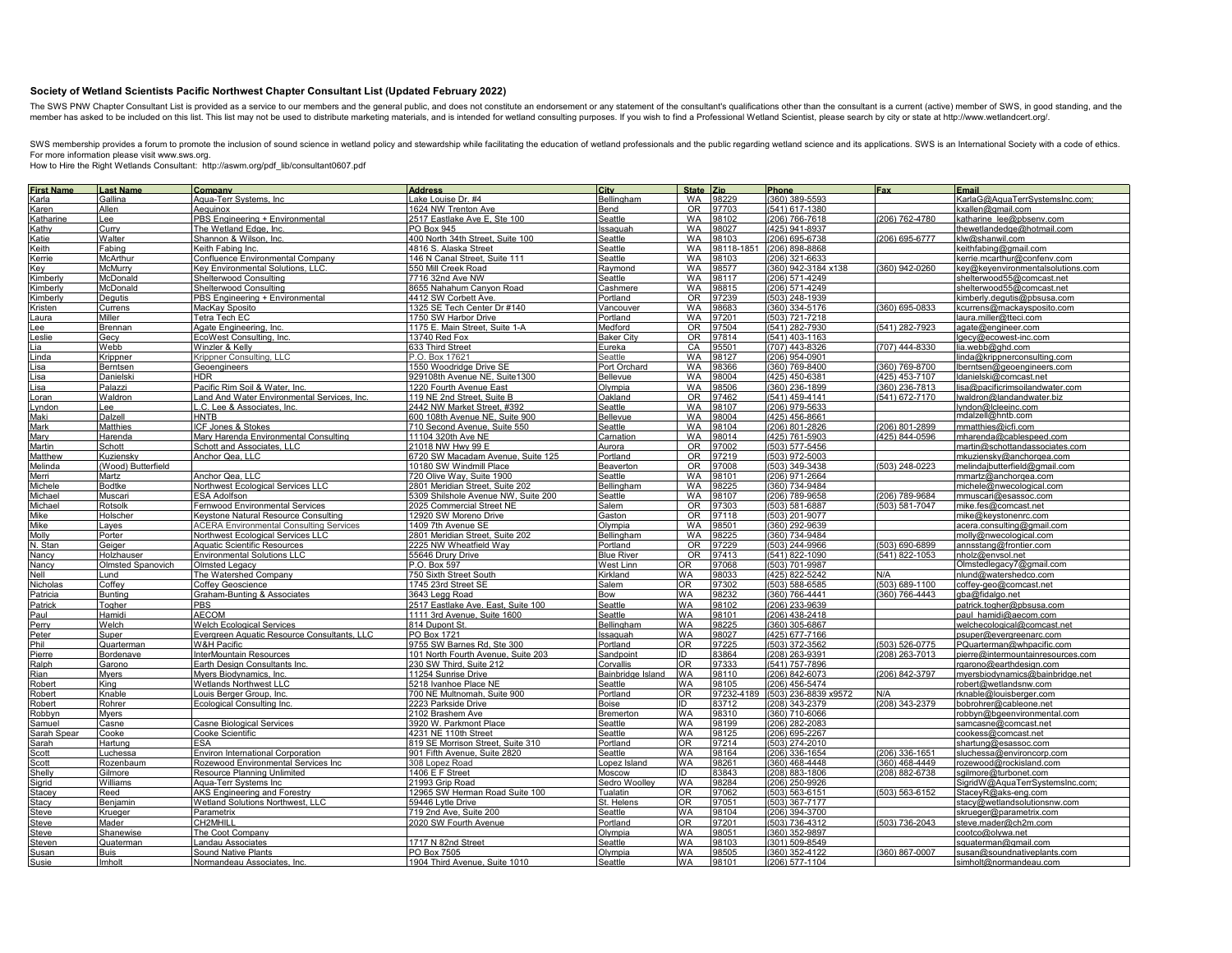## Society of Wetland Scientists Pacific Northwest Chapter Consultant List (Updated February 2022)

The SWS PNW Chapter Consultant List is provided as a service to our members and the general public, and does not constitute an endorsement or any statement of the consultant's qualifications other than the consultant is a current (active) member of SWS, in good standing, and the member has asked to be included on this list. This list may not be used to distribute marketing materials, and is intended for wetland consulting purposes. If you wish to find a Professional Wetland Scientist, please search by city or state at http://www.wetlandcert.org/.

SWS membership provides a forum to promote the inclusion of sound science in wetland policy and stewardship while facilitating the education of wetland professionals and the public regarding wetland science and its applications. SWS is an International Society with a code of ethics. For more information please visit www.sws.org.

How to Hire the Right Wetlands Consultant: http://aswm.org/pdf_lib/consultant0607.pdf

| First Name | Last Name | Company | Address | City | State | Zip | Phone | Fax | Email |
|---|---|---|---|---|---|---|---|---|---|
| Karla | Gallina | Aqua-Terr Systems, Inc | Lake Louise Dr. #4 | Bellingham | WA | 98229 | (360) 389-5593 | | KarlaG@AquaTerrSystemsInc.com; |
| Karen | Allen | Aequinox | 1624 NW Trenton Ave | Bend | OR | 97703 | (541) 617-1380 | | kxallen@gmail.com |
| Katharine | Lee | PBS Engineering + Environmental | 2517 Eastlake Ave E, Ste 100 | Seattle | WA | 98102 | (206) 766-7618 | (206) 762-4780 | katharine_lee@pbsenv.com |
| Kathy | Curry | The Wetland Edge, Inc. | PO Box 945 | Issaquah | WA | 98027 | (425) 941-8937 | | thewetlandedge@hotmail.com |
| Katie | Walter | Shannon & Wilson, Inc. | 400 North 34th Street, Suite 100 | Seattle | WA | 98103 | (206) 695-6738 | (206) 695-6777 | klw@shanwil.com |
| Keith | Fabing | Keith Fabing Inc. | 4816 S. Alaska Street | Seattle | WA | 98118-1851 | (206) 898-8868 | | keithfabing@gmail.com |
| Kerrie | McArthur | Confluence Environmental Company | 146 N Canal Street, Suite 111 | Seattle | WA | 98103 | (206) 321-6633 | | kerrie.mcarthur@confenv.com |
| Key | McMurry | Key Environmental Solutions, LLC. | 550 Mill Creek Road | Raymond | WA | 98577 | (360) 942-3184 x138 | (360) 942-0260 | key@keyenvironmentalsolutions.com |
| Kimberly | McDonald | Shelterwood Consulting | 7716 32nd Ave NW | Seattle | WA | 98117 | (206) 571-4249 | | shelterwood55@comcast.net |
| Kimberly | McDonald | Shelterwood Consulting | 8655 Nahahum Canyon Road | Cashmere | WA | 98815 | (206) 571-4249 | | shelterwood55@comcast.net |
| Kimberly | Degutis | PBS Engineering + Environmental | 4412 SW Corbett Ave. | Portland | OR | 97239 | (503) 248-1939 | | kimberly.degutis@pbsusa.com |
| Kristen | Currens | MacKay Sposito | 1325 SE Tech Center Dr #140 | Vancouver | WA | 98683 | (360) 334-5176 | (360) 695-0833 | kcurrens@mackaysposito.com |
| Laura | Miller | Tetra Tech EC | 1750 SW Harbor Drive | Portland | WA | 97201 | (503) 721-7218 | | laura.miller@tteci.com |
| Lee | Brennan | Agate Engineering, Inc. | 1175 E. Main Street, Suite 1-A | Medford | OR | 97504 | (541) 282-7930 | (541) 282-7923 | agate@engineer.com |
| Leslie | Gecy | EcoWest Consulting, Inc. | 13740 Red Fox | Baker City | OR | 97814 | (541) 403-1163 | | lgecy@ecowest-inc.com |
| Lia | Webb | Winzler & Kelly | 633 Third Street | Eureka | CA | 95501 | (707) 443-8326 | (707) 444-8330 | lia.webb@ghd.com |
| Linda | Krippner | Krippner Consulting, LLC | P.O. Box 17621 | Seattle | WA | 98127 | (206) 954-0901 | | linda@krippnerconsulting.com |
| Lisa | Berntsen | Geoengineers | 1550 Woodridge Drive SE | Port Orchard | WA | 98366 | (360) 769-8400 | (360) 769-8700 | lberntsen@geoengineers.com |
| Lisa | Danielski | HDR | 929108th Avenue NE, Suite1300 | Bellevue | WA | 98004 | (425) 450-6381 | (425) 453-7107 | ldanielski@comcast.net |
| Lisa | Palazzi | Pacific Rim Soil & Water, Inc. | 1220 Fourth Avenue East | Olympia | WA | 98506 | (360) 236-1899 | (360) 236-7813 | lisa@pacificrimsoilandwater.com |
| Loran | Waldron | Land And Water Environmental Services, Inc. | 119 NE 2nd Street, Suite B | Oakland | OR | 97462 | (541) 459-4141 | (541) 672-7170 | lwaldron@landandwater.biz |
| Lyndon | Lee | L.C. Lee & Associates, Inc. | 2442 NW Market Street, #392 | Seattle | WA | 98107 | (206) 979-5633 | | lyndon@lcleeinc.com |
| Maki | Dalzell | HNTB | 600 108th Avenue NE, Suite 900 | Bellevue | WA | 98004 | (425) 456-8661 | | mdalzell@hntb.com |
| Mark | Matthies | ICF Jones & Stokes | 710 Second Avenue, Suite 550 | Seattle | WA | 98104 | (206) 801-2826 | (206) 801-2899 | mmatthies@icfi.com |
| Mary | Harenda | Mary Harenda Environmental Consulting | 11104 320th Ave NE | Carnation | WA | 98014 | (425) 761-5903 | (425) 844-0596 | mharenda@cablespeed.com |
| Martin | Schott | Schott and Associates, LLC | 21018 NE Hwy 99 E | Aurora | OR | 97002 | (503) 577-5456 | | martin@schottandassociates.com |
| Matthew | Kuziensky | Anchor Qea, LLC | 6720 SW Macadam Avenue, Suite 125 | Portland | OR | 97219 | (503) 972-5003 | | mkuziensky@anchorqea.com |
| Melinda | (Wood) Butterfield | | 10180 SW Windmill Place | Beaverton | OR | 97008 | (503) 349-3438 | (503) 248-0223 | melindajbutterfield@gmail.com |
| Merri | Martz | Anchor Qea, LLC | 720 Olive Way, Suite 1900 | Seattle | WA | 98101 | (206) 971-2664 | | mmartz@anchorqea.com |
| Michele | Bodtke | Northwest Ecological Services LLC | 2801 Meridian Street, Suite 202 | Bellingham | WA | 98225 | (360) 734-9484 | | michele@nwecological.com |
| Michael | Muscari | ESA Adolfson | 5309 Shilshole Avenue NW, Suite 200 | Seattle | WA | 98107 | (206) 789-9658 | (206) 789-9684 | mmuscari@esassoc.com |
| Michael | Rotsolk | Fernwood Environmental Services | 2025 Commercial Street NE | Salem | OR | 97303 | (503) 581-6887 | (503) 581-7047 | mike.fes@comcast.net |
| Mike | Holscher | Keystone Natural Resource Consulting | 12920 SW Moreno Drive | Gaston | OR | 97118 | (503) 201-9077 | | mike@keystonenrc.com |
| Mike | Layes | ACERA Environmental Consulting Services | 1409 7th Avenue SE | Olympia | WA | 98501 | (360) 292-9639 | | acera.consulting@gmail.com |
| Molly | Porter | Northwest Ecological Services LLC | 2801 Meridian Street, Suite 202 | Bellingham | WA | 98225 | (360) 734-9484 | | molly@nwecological.com |
| N. Stan | Geiger | Aquatic Scientific Resources | 2225 NW Wheatfield Way | Portland | OR | 97229 | (503) 244-9966 | (503) 690-6899 | annsstang@frontier.com |
| Nancy | Holzhauser | Environmental Solutions LLC | 55646 Drury Drive | Blue River | OR | 97413 | (541) 822-1090 | (541) 822-1053 | nholz@envsol.net |
| Nancy | Olmsted Spanovich | Olmsted Legacy | P.O. Box 597 | West Linn | OR | 97068 | (503) 701-9987 | | Olmstedlegacy7@gmail.com |
| Nell | Lund | The Watershed Company | 750 Sixth Street South | Kirkland | WA | 98033 | (425) 822-5242 | N/A | nlund@watershedco.com |
| Nicholas | Coffey | Coffey Geoscience | 1745 23rd Street SE | Salem | OR | 97302 | (503) 588-6585 | (503) 689-1100 | coffey-geo@comcast.net |
| Patricia | Bunting | Graham-Bunting & Associates | 3643 Legg Road | Bow | WA | 98232 | (360) 766-4441 | (360) 766-4443 | gba@fidalgo.net |
| Patrick | Togher | PBS | 2517 Eastlake Ave. East, Suite 100 | Seattle | WA | 98102 | (206) 233-9639 | | patrick.togher@pbsusa.com |
| Paul | Hamidi | AECOM | 1111 3rd Avenue, Suite 1600 | Seattle | WA | 98101 | (206) 438-2418 | | paul_hamidi@aecom.com |
| Perry | Welch | Welch Ecological Services | 814 Dupont St. | Bellingham | WA | 98225 | (360) 305-6867 | | welchecological@comcast.net |
| Peter | Super | Evergreen Aquatic Resource Consultants, LLC | PO Box 1721 | Issaquah | WA | 98027 | (425) 677-7166 | | psuper@evergreenarc.com |
| Phil | Quarterman | W&H Pacific | 9755 SW Barnes Rd, Ste 300 | Portland | OR | 97225 | (503) 372-3562 | (503) 526-0775 | PQuarterman@whpacific.com |
| Pierre | Bordenave | InterMountain Resources | 101 North Fourth Avenue, Suite 203 | Sandpoint | ID | 83864 | (208) 263-9391 | (208) 263-7013 | pierre@intermountainresources.com |
| Ralph | Garono | Earth Design Consultants Inc. | 230 SW Third, Suite 212 | Corvallis | OR | 97333 | (541) 757-7896 | | rgarono@earthdesign.com |
| Rian | Myers | Myers Biodynamics, Inc. | 11254 Sunrise Drive | Bainbridge Island | WA | 98110 | (206) 842-6073 | (206) 842-3797 | myersbiodynamics@bainbridge.net |
| Robert | King | Wetlands Northwest LLC | 5218 Ivanhoe Place NE | Seattle | WA | 98105 | (206) 456-5474 | | robert@wetlandsnw.com |
| Robert | Knable | Louis Berger Group, Inc. | 700 NE Multnomah, Suite 900 | Portland | OR | 97232-4189 | (503) 236-8839 x9572 | N/A | rknable@louisberger.com |
| Robert | Rohrer | Ecological Consulting Inc. | 2223 Parkside Drive | Boise | ID | 83712 | (208) 343-2379 | (208) 343-2379 | bobrohrer@cableone.net |
| Robbyn | Myers | | 2102 Brashem Ave | Bremerton | WA | 98310 | (360) 710-6066 | | robbyn@bgeenvironmental.com |
| Samuel | Casne | Casne Biological Services | 3920 W. Parkmont Place | Seattle | WA | 98199 | (206) 282-2083 | | samcasne@comcast.net |
| Sarah Spear | Cooke | Cooke Scientific | 4231 NE 110th Street | Seattle | WA | 98125 | (206) 695-2267 | | cookess@comcast.net |
| Sarah | Hartung | ESA | 819 SE Morrison Street, Suite 310 | Portland | OR | 97214 | (503) 274-2010 | | shartung@esassoc.com |
| Scott | Luchessa | Environ International Corporation | 901 Fifth Avenue, Suite 2820 | Seattle | WA | 98164 | (206) 336-1654 | (206) 336-1651 | sluchessa@environcorp.com |
| Scott | Rozenbaum | Rozewood Environmental Services Inc | 308 Lopez Road | Lopez Island | WA | 98261 | (360) 468-4448 | (360) 468-4449 | rozewood@rockisland.com |
| Shelly | Gilmore | Resource Planning Unlimited | 1406 E F Street | Moscow | ID | 83843 | (208) 883-1806 | (208) 882-6738 | sgilmore@turbonet.com |
| Sigrid | Williams | Aqua-Terr Systems Inc | 21993 Grip Road | Sedro Woolley | WA | 98284 | (206) 250-9926 | | SigridW@AquaTerrSystemsInc.com; |
| Stacey | Reed | AKS Engineering and Forestry | 12965 SW Herman Road Suite 100 | Tualatin | OR | 97062 | (503) 563-6151 | (503) 563-6152 | StaceyR@aks-eng.com |
| Stacy | Benjamin | Wetland Solutions Northwest, LLC | 59446 Lytle Drive | St. Helens | OR | 97051 | (503) 367-7177 | | stacy@wetlandsolutionsnw.com |
| Steve | Krueger | Parametrix | 719 2nd Ave, Suite 200 | Seattle | WA | 98104 | (206) 394-3700 | | skrueger@parametrix.com |
| Steve | Mader | CH2MHILL | 2020 SW Fourth Avenue | Portland | OR | 97201 | (503) 736-4312 | (503) 736-2043 | steve.mader@ch2m.com |
| Steve | Shanewise | The Coot Company | | Olympia | WA | 98051 | (360) 352-9897 | | cootco@olywa.net |
| Steven | Quaterman | Landau Associates | 1717 N 82nd Street | Seattle | WA | 98103 | (301) 509-8549 | | squaterman@gmail.com |
| Susan | Buis | Sound Native Plants | PO Box 7505 | Olympia | WA | 98505 | (360) 352-4122 | (360) 867-0007 | susan@soundnativeplants.com |
| Susie | Imholt | Normandeau Associates, Inc. | 1904 Third Avenue, Suite 1010 | Seattle | WA | 98101 | (206) 577-1104 | | simholt@normandeau.com |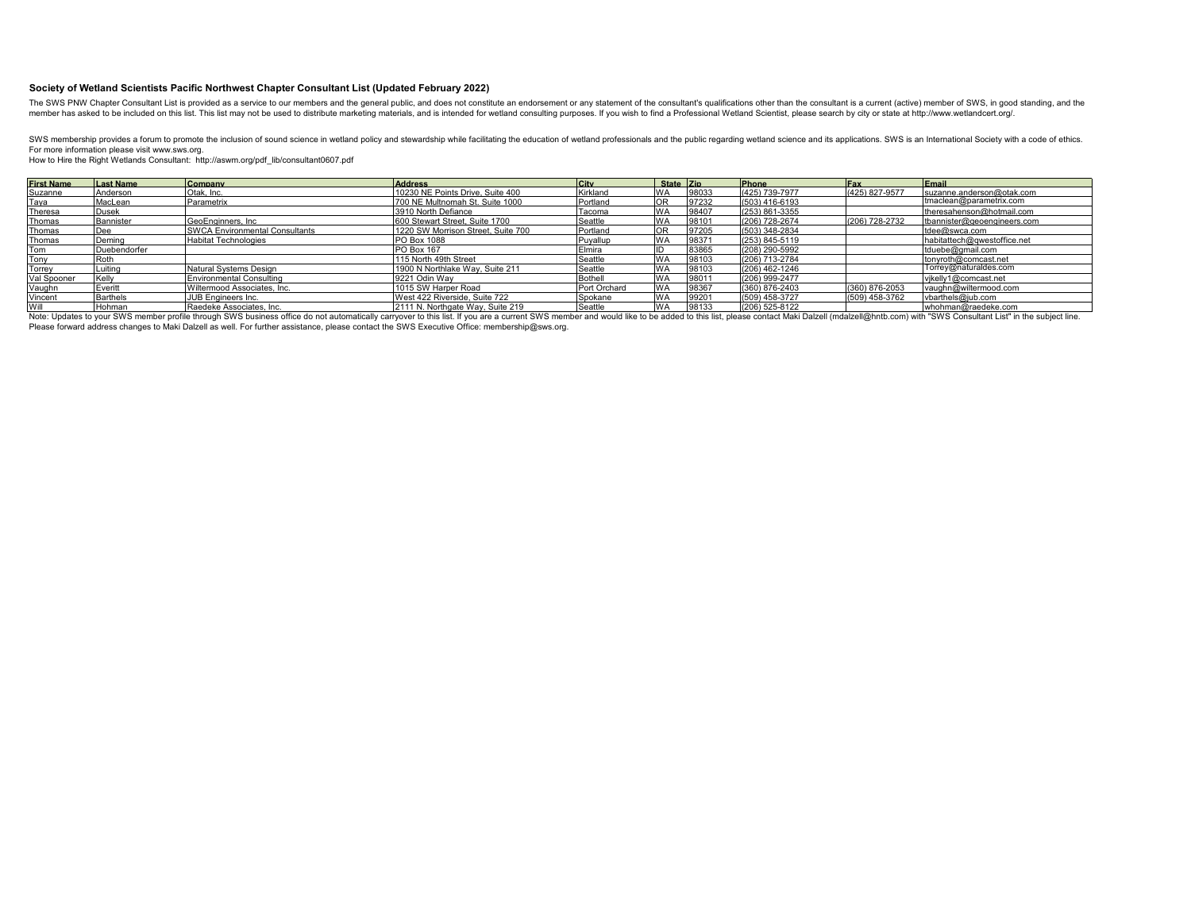### Society of Wetland Scientists Pacific Northwest Chapter Consultant List (Updated February 2022)

The SWS PNW Chapter Consultant List is provided as a service to our members and the general public, and does not constitute an endorsement or any statement of the consultant's qualifications other than the consultant is a current (active) member of SWS, in good standing, and the member has asked to be included on this list. This list may not be used to distribute marketing materials, and is intended for wetland consulting purposes. If you wish to find a Professional Wetland Scientist, please search by city or state at http://www.wetlandcert.org/.

SWS membership provides a forum to promote the inclusion of sound science in wetland policy and stewardship while facilitating the education of wetland professionals and the public regarding wetland science and its applications. SWS is an International Society with a code of ethics. For more information please visit www.sws.org.
How to Hire the Right Wetlands Consultant: http://aswm.org/pdf_lib/consultant0607.pdf

| First Name | Last Name | Company | Address | City | State | Zip | Phone | Fax | Email |
|---|---|---|---|---|---|---|---|---|---|
| Suzanne | Anderson | Otak, Inc. | 10230 NE Points Drive, Suite 400 | Kirkland | WA | 98033 | (425) 739-7977 | (425) 827-9577 | suzanne.anderson@otak.com |
| Taya | MacLean | Parametrix | 700 NE Multnomah St. Suite 1000 | Portland | OR | 97232 | (503) 416-6193 | | tmaclean@parametrix.com |
| Theresa | Dusek | | 3910 North Defiance | Tacoma | WA | 98407 | (253) 861-3355 | | theresahenson@hotmail.com |
| Thomas | Bannister | GeoEnginners, Inc | 600 Stewart Street, Suite 1700 | Seattle | WA | 98101 | (206) 728-2674 | (206) 728-2732 | tbannister@geoengineers.com |
| Thomas | Dee | SWCA Environmental Consultants | 1220 SW Morrison Street, Suite 700 | Portland | OR | 97205 | (503) 348-2834 | | tdee@swca.com |
| Thomas | Deming | Habitat Technologies | PO Box 1088 | Puyallup | WA | 98371 | (253) 845-5119 | | habitattech@qwestoffice.net |
| Tom | Duebendorfer | | PO Box 167 | Elmira | ID | 83865 | (208) 290-5992 | | tduebe@gmail.com |
| Tony | Roth | | 115 North 49th Street | Seattle | WA | 98103 | (206) 713-2784 | | tonyroth@comcast.net |
| Torrey | Luiting | Natural Systems Design | 1900 N Northlake Way, Suite 211 | Seattle | WA | 98103 | (206) 462-1246 | | Torrey@naturaldes.com |
| Val Spooner | Kelly | Environmental Consulting | 9221 Odin Way | Bothell | WA | 98011 | (206) 999-2477 | | vjkelly1@comcast.net |
| Vaughn | Everitt | Wiltermood Associates, Inc. | 1015 SW Harper Road | Port Orchard | WA | 98367 | (360) 876-2403 | (360) 876-2053 | vaughn@wiltermood.com |
| Vincent | Barthels | JUB Engineers Inc. | West 422 Riverside, Suite 722 | Spokane | WA | 99201 | (509) 458-3727 | (509) 458-3762 | vbarthels@jub.com |
| Will | Hohman | Raedeke Associates, Inc. | 2111 N. Northgate Way, Suite 219 | Seattle | WA | 98133 | (206) 525-8122 | | whohman@raedeke.com |

Note: Updates to your SWS member profile through SWS business office do not automatically carryover to this list. If you are a current SWS member and would like to be added to this list, please contact Maki Dalzell (mdalzell@hntb.com) with "SWS Consultant List" in the subject line. Please forward address changes to Maki Dalzell as well. For further assistance, please contact the SWS Executive Office: membership@sws.org.